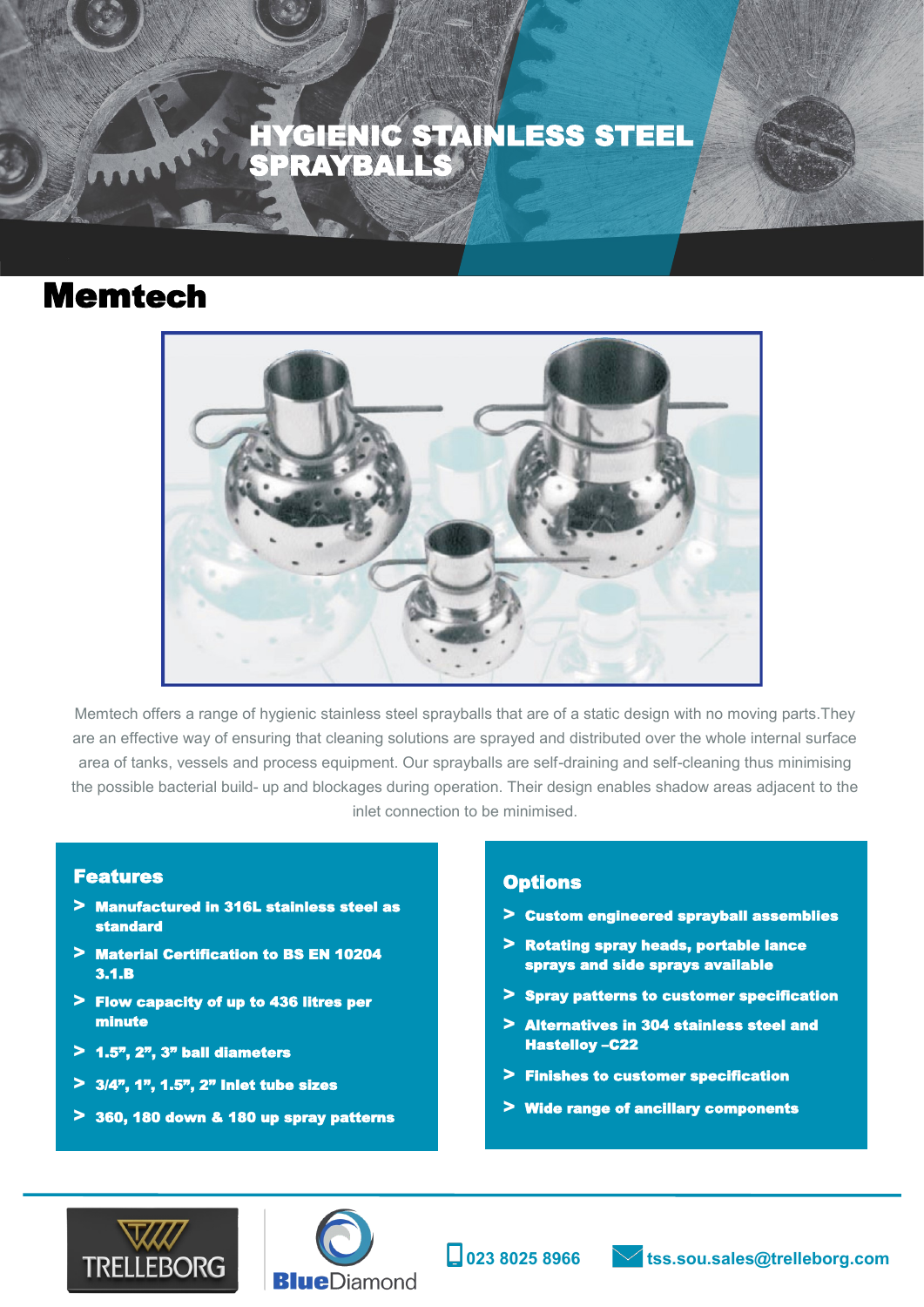# HYGIENIC STAINLESS STEEL SPRAYBALLS

## Memtech

Memtech offers a range of hygienic stainless steel sprayballs that are of a static design with no moving parts.They are an effective way of ensuring that cleaning solutions are sprayed and distributed over the whole internal surface area of tanks, vessels and process equipment. Our sprayballs are self-draining and self-cleaning thus minimising the possible bacterial build- up and blockages during operation. Their design enables shadow areas adjacent to the inlet connection to be minimised.

### Features

- Manufactured in 316L stainless steel as standard
- Material Certification to BS EN 10204 3.1.B
- Flow capacity of up to 436 litres per minute
- 1.5", 2", 3" ball diameters
- 3/4", 1", 1.5", 2" Inlet tube sizes
- 360, 180 down & 180 up spray patterns

### Options

- Custom engineered sprayball assemblies
- Rotating spray heads, portable lance sprays and side sprays available
- Spray patterns to customer specification
- Alternatives in 304 stainless steel and Hastelloy –C22
- Finishes to customer specification
- Wide range of ancillary components

TRELLEBORG BlueDiamond 023 8025 8966 tss.sou.sales@trelleborg.com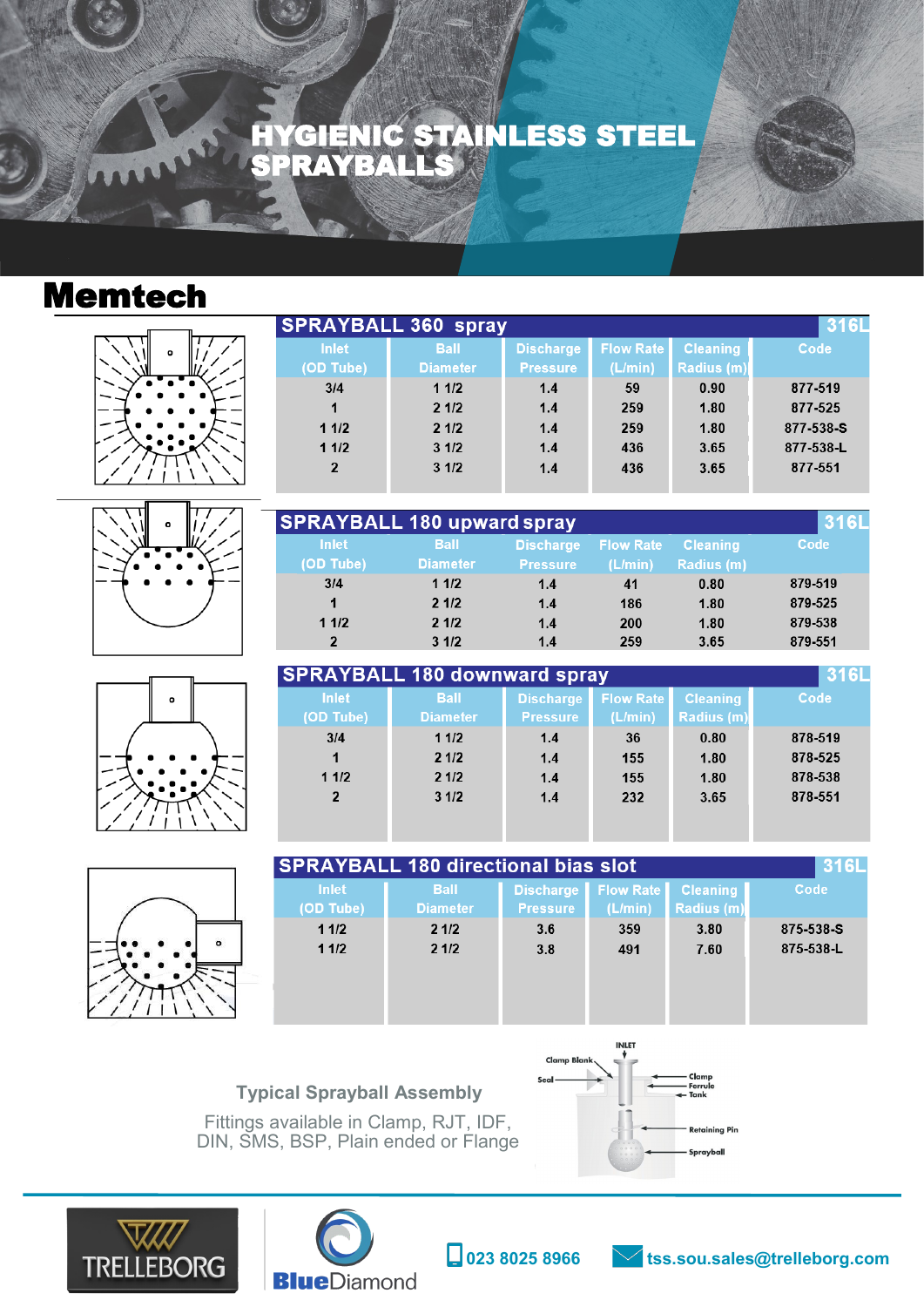# HYGIENIC STAINLESS STEEL SPRAYBALLS

## Memtech

### SPRAYBALL 360 spray — 316L

| Inlet (OD Tube) | Ball Diameter | Discharge Pressure | Flow Rate (L/min) | Cleaning Radius (m) | Code |
|---|---|---|---|---|---|
| 3/4 | 1 1/2 | 1.4 | 59 | 0.90 | 877-519 |
| 1 | 2 1/2 | 1.4 | 259 | 1.80 | 877-525 |
| 1 1/2 | 2 1/2 | 1.4 | 259 | 1.80 | 877-538-S |
| 1 1/2 | 3 1/2 | 1.4 | 436 | 3.65 | 877-538-L |
| 2 | 3 1/2 | 1.4 | 436 | 3.65 | 877-551 |

### SPRAYBALL 180 upward spray — 316L

| Inlet (OD Tube) | Ball Diameter | Discharge Pressure | Flow Rate (L/min) | Cleaning Radius (m) | Code |
|---|---|---|---|---|---|
| 3/4 | 1 1/2 | 1.4 | 41 | 0.80 | 879-519 |
| 1 | 2 1/2 | 1.4 | 186 | 1.80 | 879-525 |
| 1 1/2 | 2 1/2 | 1.4 | 200 | 1.80 | 879-538 |
| 2 | 3 1/2 | 1.4 | 259 | 3.65 | 879-551 |

### SPRAYBALL 180 downward spray — 316L

| Inlet (OD Tube) | Ball Diameter | Discharge Pressure | Flow Rate (L/min) | Cleaning Radius (m) | Code |
|---|---|---|---|---|---|
| 3/4 | 1 1/2 | 1.4 | 36 | 0.80 | 878-519 |
| 1 | 2 1/2 | 1.4 | 155 | 1.80 | 878-525 |
| 1 1/2 | 2 1/2 | 1.4 | 155 | 1.80 | 878-538 |
| 2 | 3 1/2 | 1.4 | 232 | 3.65 | 878-551 |

### SPRAYBALL 180 directional bias slot — 316L

| Inlet (OD Tube) | Ball Diameter | Discharge Pressure | Flow Rate (L/min) | Cleaning Radius (m) | Code |
|---|---|---|---|---|---|
| 1 1/2 | 2 1/2 | 3.6 | 359 | 3.80 | 875-538-S |
| 1 1/2 | 2 1/2 | 3.8 | 491 | 7.60 | 875-538-L |

### Typical Sprayball Assembly

Fittings available in Clamp, RJT, IDF, DIN, SMS, BSP, Plain ended or Flange

INLET
Clamp Blank
Seal
Clamp
Ferrule
Tank
Retaining Pin
Sprayball

TRELLEBORG

BlueDiamond

023 8025 8966

tss.sou.sales@trelleborg.com